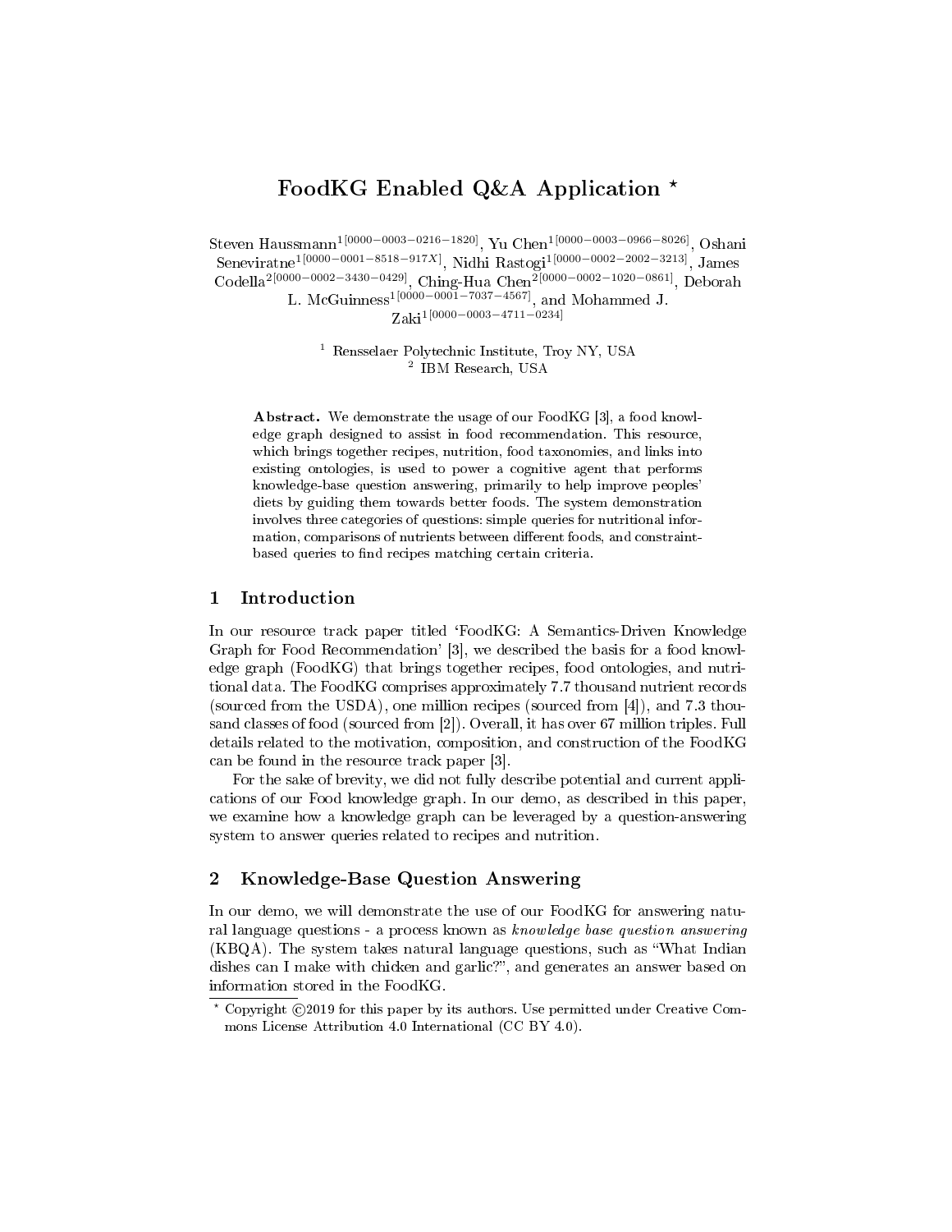# FoodKG Enabled Q&A Application *

Steven Haussmann[1[0000-0003-0216-1820]], Yu Chen[1[0000-0003-0966-8026]], Oshani Seneviratne[1[0000-0001-8518-917X]], Nidhi Rastogi[1[0000-0002-2002-3213]], James Codella[2[0000-0002-3430-0429]], Ching-Hua Chen[2[0000-0002-1020-0861]], Deborah L. McGuinness[1[0000-0001-7037-4567]], and Mohammed J. Zaki[1[0000-0003-4711-0234]]

[1] Rensselaer Polytechnic Institute, Troy NY, USA
[2] IBM Research, USA

**Abstract.** We demonstrate the usage of our FoodKG [3], a food knowledge graph designed to assist in food recommendation. This resource, which brings together recipes, nutrition, food taxonomies, and links into existing ontologies, is used to power a cognitive agent that performs knowledge-base question answering, primarily to help improve peoples' diets by guiding them towards better foods. The system demonstration involves three categories of questions: simple queries for nutritional information, comparisons of nutrients between different foods, and constraint-based queries to find recipes matching certain criteria.

## 1 Introduction

In our resource track paper titled 'FoodKG: A Semantics-Driven Knowledge Graph for Food Recommendation' [3], we described the basis for a food knowledge graph (FoodKG) that brings together recipes, food ontologies, and nutritional data. The FoodKG comprises approximately 7.7 thousand nutrient records (sourced from the USDA), one million recipes (sourced from [4]), and 7.3 thousand classes of food (sourced from [2]). Overall, it has over 67 million triples. Full details related to the motivation, composition, and construction of the FoodKG can be found in the resource track paper [3].

For the sake of brevity, we did not fully describe potential and current applications of our Food knowledge graph. In our demo, as described in this paper, we examine how a knowledge graph can be leveraged by a question-answering system to answer queries related to recipes and nutrition.

## 2 Knowledge-Base Question Answering

In our demo, we will demonstrate the use of our FoodKG for answering natural language questions - a process known as *knowledge base question answering* (KBQA). The system takes natural language questions, such as "What Indian dishes can I make with chicken and garlic?", and generates an answer based on information stored in the FoodKG.

* Copyright ©2019 for this paper by its authors. Use permitted under Creative Commons License Attribution 4.0 International (CC BY 4.0).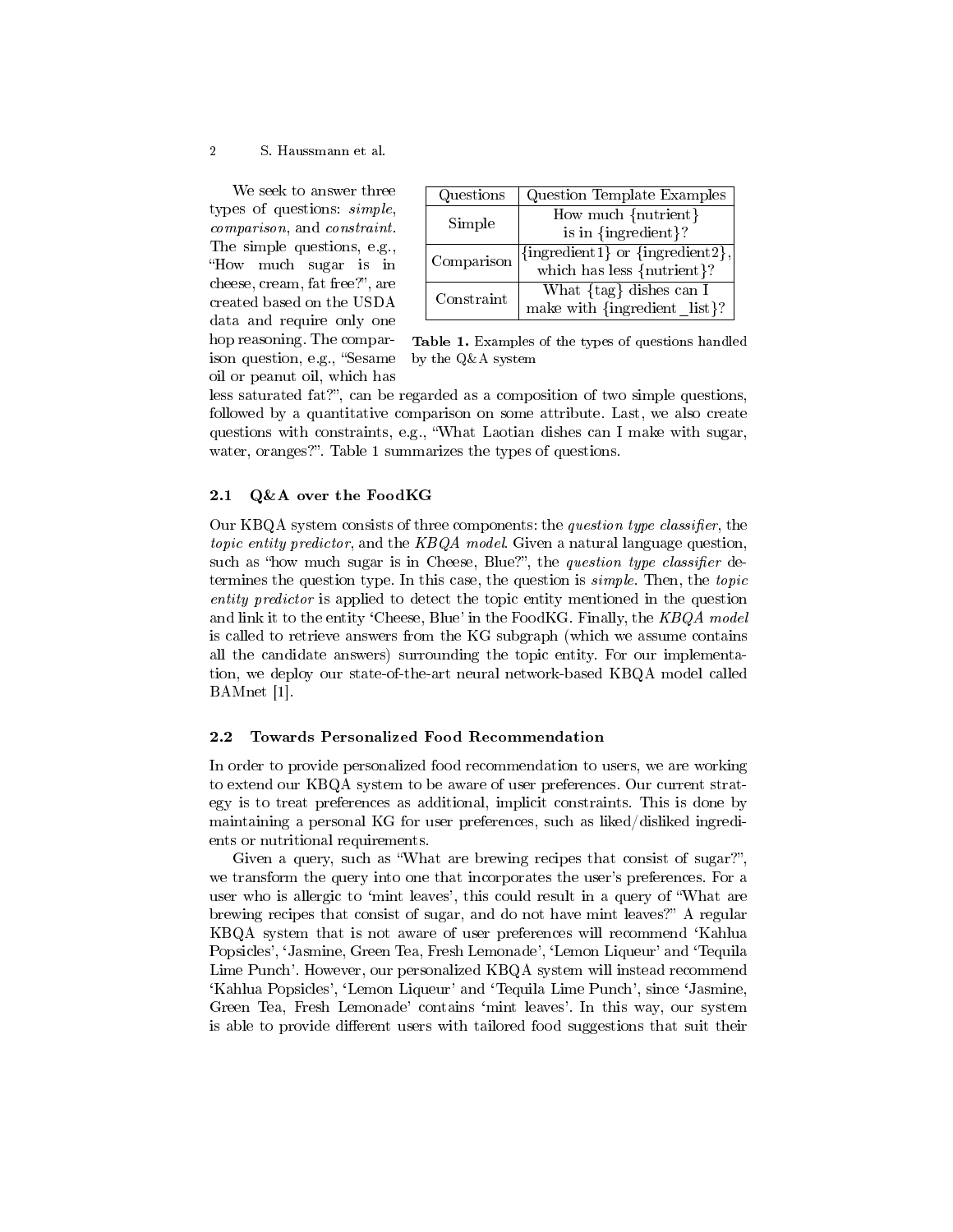We seek to answer three types of questions: *simple*, *comparison*, and *constraint*. The simple questions, e.g., "How much sugar is in cheese, cream, fat free?", are created based on the USDA data and require only one hop reasoning. The comparison question, e.g., "Sesame oil or peanut oil, which has less saturated fat?", can be regarded as a composition of two simple questions, followed by a quantitative comparison on some attribute. Last, we also create questions with constraints, e.g., "What Laotian dishes can I make with sugar, water, oranges?". Table 1 summarizes the types of questions.

| Questions | Question Template Examples |
|---|---|
| Simple | How much {nutrient} is in {ingredient}? |
| Comparison | {ingredient1} or {ingredient2}, which has less {nutrient}? |
| Constraint | What {tag} dishes can I make with {ingredient_list}? |

**Table 1.** Examples of the types of questions handled by the Q&A system

### 2.1 Q&A over the FoodKG

Our KBQA system consists of three components: the *question type classifier*, the *topic entity predictor*, and the *KBQA model*. Given a natural language question, such as "how much sugar is in Cheese, Blue?", the *question type classifier* determines the question type. In this case, the question is *simple*. Then, the *topic entity predictor* is applied to detect the topic entity mentioned in the question and link it to the entity 'Cheese, Blue' in the FoodKG. Finally, the *KBQA model* is called to retrieve answers from the KG subgraph (which we assume contains all the candidate answers) surrounding the topic entity. For our implementation, we deploy our state-of-the-art neural network-based KBQA model called BAMnet [1].

### 2.2 Towards Personalized Food Recommendation

In order to provide personalized food recommendation to users, we are working to extend our KBQA system to be aware of user preferences. Our current strategy is to treat preferences as additional, implicit constraints. This is done by maintaining a personal KG for user preferences, such as liked/disliked ingredients or nutritional requirements.

Given a query, such as "What are brewing recipes that consist of sugar?", we transform the query into one that incorporates the user's preferences. For a user who is allergic to 'mint leaves', this could result in a query of "What are brewing recipes that consist of sugar, and do not have mint leaves?" A regular KBQA system that is not aware of user preferences will recommend 'Kahlua Popsicles', 'Jasmine, Green Tea, Fresh Lemonade', 'Lemon Liqueur' and 'Tequila Lime Punch'. However, our personalized KBQA system will instead recommend 'Kahlua Popsicles', 'Lemon Liqueur' and 'Tequila Lime Punch', since 'Jasmine, Green Tea, Fresh Lemonade' contains 'mint leaves'. In this way, our system is able to provide different users with tailored food suggestions that suit their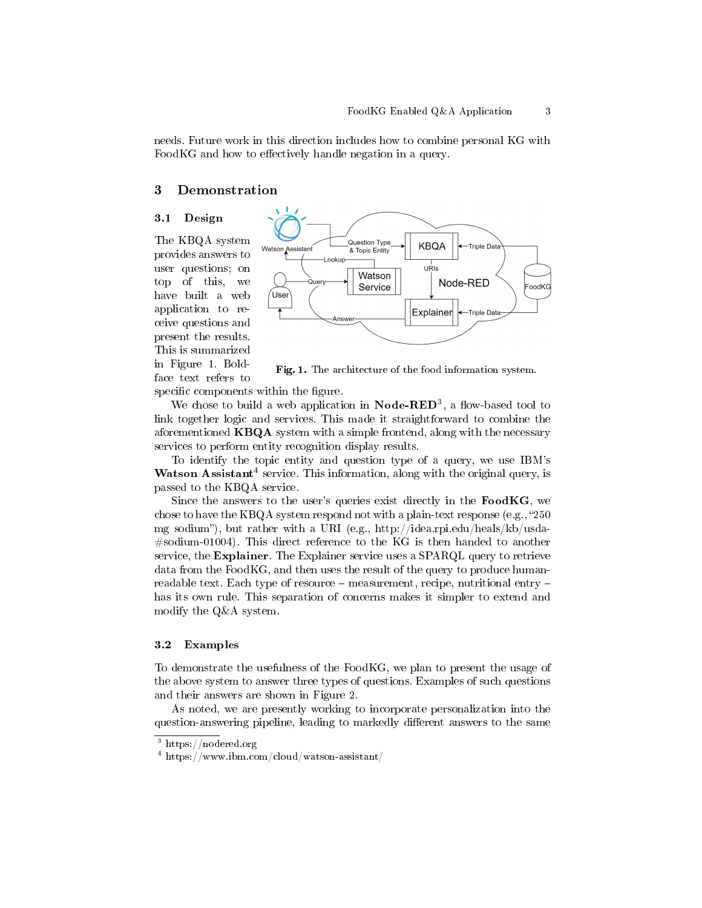needs. Future work in this direction includes how to combine personal KG with FoodKG and how to effectively handle negation in a query.

## 3 Demonstration

### 3.1 Design

The KBQA system provides answers to user questions; on top of this, we have built a web application to receive questions and present the results. This is summarized in Figure 1. Boldface text refers to specific components within the figure.

**Fig. 1.** The architecture of the food information system.

We chose to build a web application in **Node-RED**[3], a flow-based tool to link together logic and services. This made it straightforward to combine the aforementioned **KBQA** system with a simple frontend, along with the necessary services to perform entity recognition display results.

To identify the topic entity and question type of a query, we use IBM's **Watson Assistant**[4] service. This information, along with the original query, is passed to the KBQA service.

Since the answers to the user's queries exist directly in the **FoodKG**, we chose to have the KBQA system respond not with a plain-text response (e.g., "250 mg sodium"), but rather with a URI (e.g., http://idea.rpi.edu/heals/kb/usda-#sodium-01004). This direct reference to the KG is then handed to another service, the **Explainer**. The Explainer service uses a SPARQL query to retrieve data from the FoodKG, and then uses the result of the query to produce human-readable text. Each type of resource – measurement, recipe, nutritional entry – has its own rule. This separation of concerns makes it simpler to extend and modify the Q&A system.

### 3.2 Examples

To demonstrate the usefulness of the FoodKG, we plan to present the usage of the above system to answer three types of questions. Examples of such questions and their answers are shown in Figure 2.

As noted, we are presently working to incorporate personalization into the question-answering pipeline, leading to markedly different answers to the same

---

[3] https://nodered.org

[4] https://www.ibm.com/cloud/watson-assistant/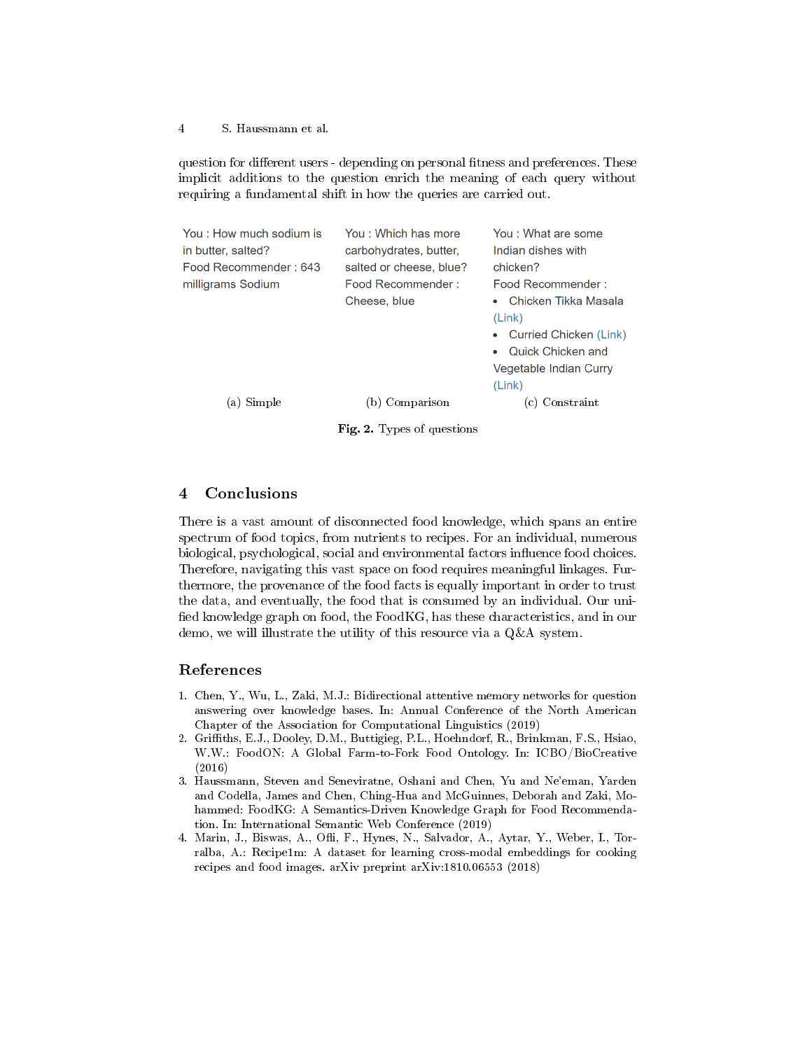question for different users - depending on personal fitness and preferences. These implicit additions to the question enrich the meaning of each query without requiring a fundamental shift in how the queries are carried out.

You : How much sodium is in butter, salted?
Food Recommender : 643 milligrams Sodium

(a) Simple

You : Which has more carbohydrates, butter, salted or cheese, blue?
Food Recommender : Cheese, blue

(b) Comparison

You : What are some Indian dishes with chicken?
Food Recommender :

- Chicken Tikka Masala (Link)
- Curried Chicken (Link)
- Quick Chicken and Vegetable Indian Curry (Link)

(c) Constraint

**Fig. 2.** Types of questions

## 4 Conclusions

There is a vast amount of disconnected food knowledge, which spans an entire spectrum of food topics, from nutrients to recipes. For an individual, numerous biological, psychological, social and environmental factors influence food choices. Therefore, navigating this vast space on food requires meaningful linkages. Furthermore, the provenance of the food facts is equally important in order to trust the data, and eventually, the food that is consumed by an individual. Our unified knowledge graph on food, the FoodKG, has these characteristics, and in our demo, we will illustrate the utility of this resource via a Q&A system.

## References

1. Chen, Y., Wu, L., Zaki, M.J.: Bidirectional attentive memory networks for question answering over knowledge bases. In: Annual Conference of the North American Chapter of the Association for Computational Linguistics (2019)
2. Griffiths, E.J., Dooley, D.M., Buttigieg, P.L., Hoehndorf, R., Brinkman, F.S., Hsiao, W.W.: FoodON: A Global Farm-to-Fork Food Ontology. In: ICBO/BioCreative (2016)
3. Haussmann, Steven and Seneviratne, Oshani and Chen, Yu and Ne'eman, Yarden and Codella, James and Chen, Ching-Hua and McGuinnes, Deborah and Zaki, Mohammed: FoodKG: A Semantics-Driven Knowledge Graph for Food Recommendation. In: International Semantic Web Conference (2019)
4. Marin, J., Biswas, A., Ofli, F., Hynes, N., Salvador, A., Aytar, Y., Weber, I., Torralba, A.: Recipe1m: A dataset for learning cross-modal embeddings for cooking recipes and food images. arXiv preprint arXiv:1810.06553 (2018)